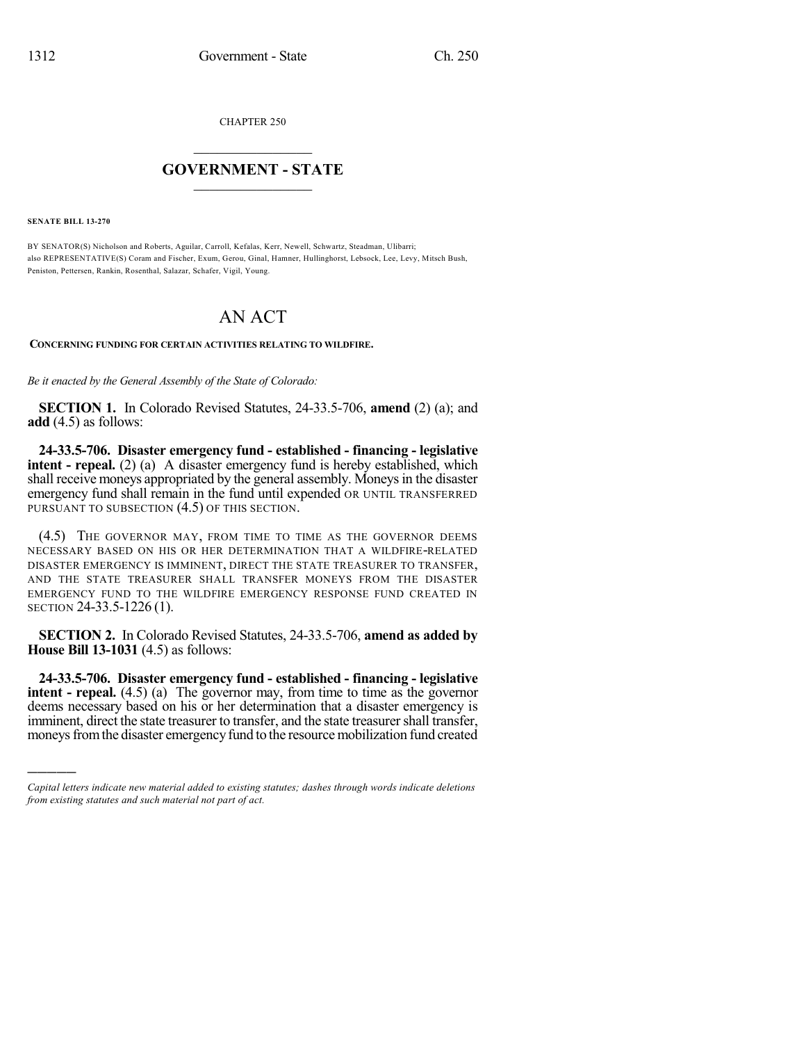CHAPTER 250

# GOVERNMENT - STATE

**SENATE BILL 13-270**

BY SENATOR(S) Nicholson and Roberts, Aguilar, Carroll, Kefalas, Kerr, Newell, Schwartz, Steadman, Ulibarri;
also REPRESENTATIVE(S) Coram and Fischer, Exum, Gerou, Ginal, Hamner, Hullinghorst, Lebsock, Lee, Levy, Mitsch Bush, Peniston, Pettersen, Rankin, Rosenthal, Salazar, Schafer, Vigil, Young.

# AN ACT

**CONCERNING FUNDING FOR CERTAIN ACTIVITIES RELATING TO WILDFIRE.**

*Be it enacted by the General Assembly of the State of Colorado:*

**SECTION 1.** In Colorado Revised Statutes, 24-33.5-706, **amend** (2) (a); and **add** (4.5) as follows:

**24-33.5-706. Disaster emergency fund - established - financing - legislative intent - repeal.** (2) (a) A disaster emergency fund is hereby established, which shall receive moneys appropriated by the general assembly. Moneys in the disaster emergency fund shall remain in the fund until expended OR UNTIL TRANSFERRED PURSUANT TO SUBSECTION (4.5) OF THIS SECTION.

(4.5) THE GOVERNOR MAY, FROM TIME TO TIME AS THE GOVERNOR DEEMS NECESSARY BASED ON HIS OR HER DETERMINATION THAT A WILDFIRE-RELATED DISASTER EMERGENCY IS IMMINENT, DIRECT THE STATE TREASURER TO TRANSFER, AND THE STATE TREASURER SHALL TRANSFER MONEYS FROM THE DISASTER EMERGENCY FUND TO THE WILDFIRE EMERGENCY RESPONSE FUND CREATED IN SECTION 24-33.5-1226 (1).

**SECTION 2.** In Colorado Revised Statutes, 24-33.5-706, **amend as added by House Bill 13-1031** (4.5) as follows:

**24-33.5-706. Disaster emergency fund - established - financing - legislative intent - repeal.** (4.5) (a) The governor may, from time to time as the governor deems necessary based on his or her determination that a disaster emergency is imminent, direct the state treasurer to transfer, and the state treasurer shall transfer, moneys from the disaster emergency fund to the resource mobilization fund created

*Capital letters indicate new material added to existing statutes; dashes through words indicate deletions from existing statutes and such material not part of act.*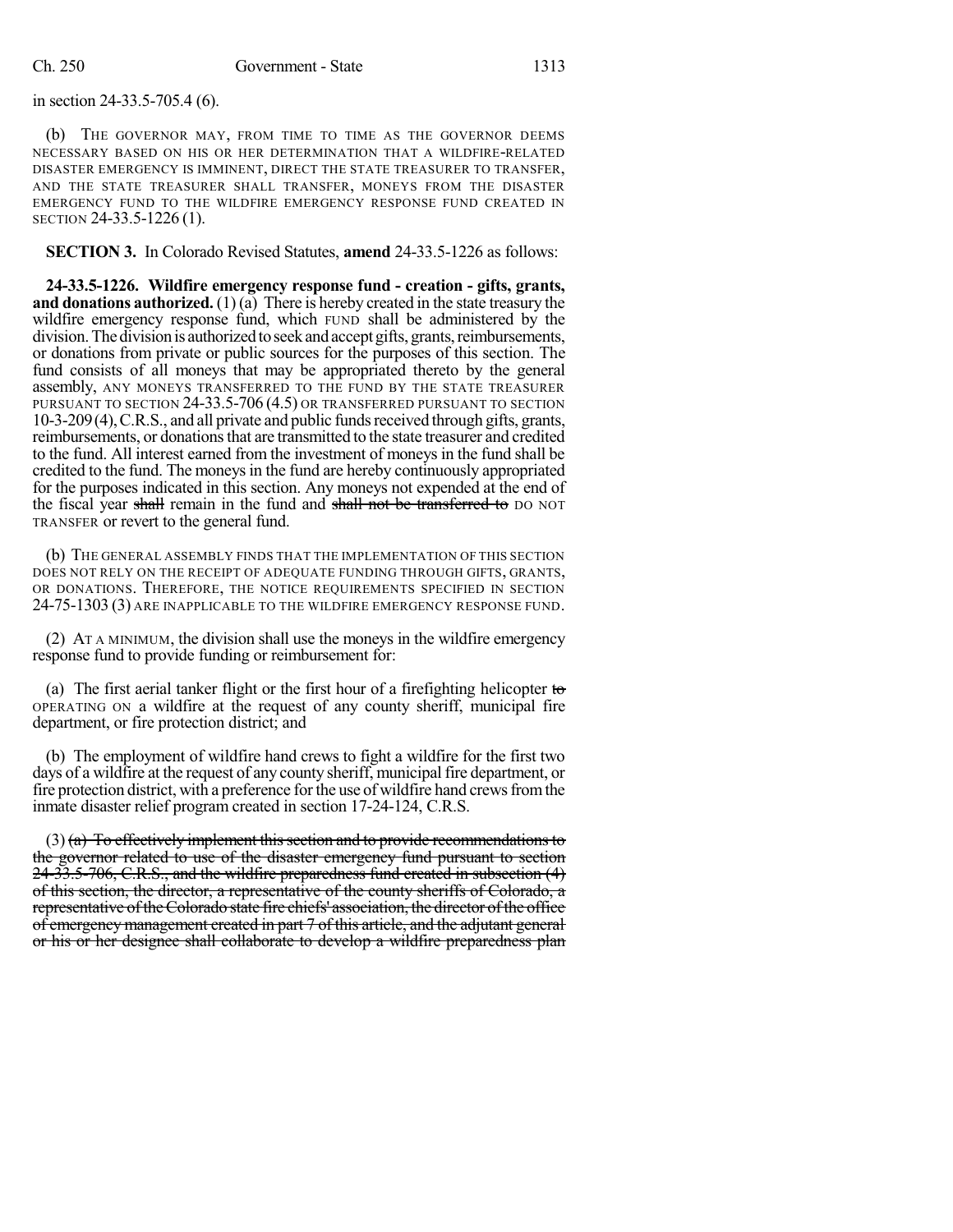in section 24-33.5-705.4 (6).

(b) THE GOVERNOR MAY, FROM TIME TO TIME AS THE GOVERNOR DEEMS NECESSARY BASED ON HIS OR HER DETERMINATION THAT A WILDFIRE-RELATED DISASTER EMERGENCY IS IMMINENT, DIRECT THE STATE TREASURER TO TRANSFER, AND THE STATE TREASURER SHALL TRANSFER, MONEYS FROM THE DISASTER EMERGENCY FUND TO THE WILDFIRE EMERGENCY RESPONSE FUND CREATED IN SECTION 24-33.5-1226 (1).

**SECTION 3.** In Colorado Revised Statutes, **amend** 24-33.5-1226 as follows:

**24-33.5-1226. Wildfire emergency response fund - creation - gifts, grants, and donations authorized.** (1) (a) There is hereby created in the state treasury the wildfire emergency response fund, which FUND shall be administered by the division. The division is authorized to seek and accept gifts, grants, reimbursements, or donations from private or public sources for the purposes of this section. The fund consists of all moneys that may be appropriated thereto by the general assembly, ANY MONEYS TRANSFERRED TO THE FUND BY THE STATE TREASURER PURSUANT TO SECTION 24-33.5-706 (4.5) OR TRANSFERRED PURSUANT TO SECTION 10-3-209 (4), C.R.S., and all private and public funds received through gifts, grants, reimbursements, or donations that are transmitted to the state treasurer and credited to the fund. All interest earned from the investment of moneys in the fund shall be credited to the fund. The moneys in the fund are hereby continuously appropriated for the purposes indicated in this section. Any moneys not expended at the end of the fiscal year ~~shall~~ remain in the fund and ~~shall not be transferred to~~ DO NOT TRANSFER or revert to the general fund.

(b) THE GENERAL ASSEMBLY FINDS THAT THE IMPLEMENTATION OF THIS SECTION DOES NOT RELY ON THE RECEIPT OF ADEQUATE FUNDING THROUGH GIFTS, GRANTS, OR DONATIONS. THEREFORE, THE NOTICE REQUIREMENTS SPECIFIED IN SECTION 24-75-1303 (3) ARE INAPPLICABLE TO THE WILDFIRE EMERGENCY RESPONSE FUND.

(2) AT A MINIMUM, the division shall use the moneys in the wildfire emergency response fund to provide funding or reimbursement for:

(a) The first aerial tanker flight or the first hour of a firefighting helicopter ~~to~~ OPERATING ON a wildfire at the request of any county sheriff, municipal fire department, or fire protection district; and

(b) The employment of wildfire hand crews to fight a wildfire for the first two days of a wildfire at the request of any county sheriff, municipal fire department, or fire protection district, with a preference for the use of wildfire hand crews from the inmate disaster relief program created in section 17-24-124, C.R.S.

(3) ~~(a) To effectively implement this section and to provide recommendations to the governor related to use of the disaster emergency fund pursuant to section 24-33.5-706, C.R.S., and the wildfire preparedness fund created in subsection (4) of this section, the director, a representative of the county sheriffs of Colorado, a representative of the Colorado state fire chiefs' association, the director of the office of emergency management created in part 7 of this article, and the adjutant general or his or her designee shall collaborate to develop a wildfire preparedness plan~~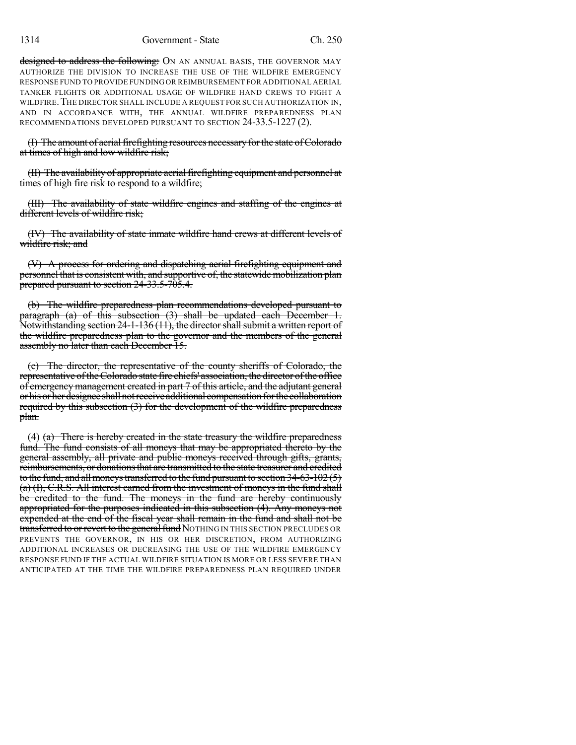designed to address the following: ON AN ANNUAL BASIS, THE GOVERNOR MAY AUTHORIZE THE DIVISION TO INCREASE THE USE OF THE WILDFIRE EMERGENCY RESPONSE FUND TO PROVIDE FUNDING OR REIMBURSEMENT FOR ADDITIONAL AERIAL TANKER FLIGHTS OR ADDITIONAL USAGE OF WILDFIRE HAND CREWS TO FIGHT A WILDFIRE. THE DIRECTOR SHALL INCLUDE A REQUEST FOR SUCH AUTHORIZATION IN, AND IN ACCORDANCE WITH, THE ANNUAL WILDFIRE PREPAREDNESS PLAN RECOMMENDATIONS DEVELOPED PURSUANT TO SECTION 24-33.5-1227 (2).

(I) The amount of aerial firefighting resources necessary for the state of Colorado at times of high and low wildfire risk;

(II) The availability of appropriate aerial firefighting equipment and personnel at times of high fire risk to respond to a wildfire;

(III) The availability of state wildfire engines and staffing of the engines at different levels of wildfire risk;

(IV) The availability of state inmate wildfire hand crews at different levels of wildfire risk; and

(V) A process for ordering and dispatching aerial firefighting equipment and personnel that is consistent with, and supportive of, the statewide mobilization plan prepared pursuant to section 24-33.5-705.4.

(b) The wildfire preparedness plan recommendations developed pursuant to paragraph (a) of this subsection (3) shall be updated each December 1. Notwithstanding section 24-1-136 (11), the director shall submit a written report of the wildfire preparedness plan to the governor and the members of the general assembly no later than each December 15.

(c) The director, the representative of the county sheriffs of Colorado, the representative of the Colorado state fire chiefs' association, the director of the office of emergency management created in part 7 of this article, and the adjutant general or his or her designee shall not receive additional compensation for the collaboration required by this subsection (3) for the development of the wildfire preparedness plan.

(4) (a) There is hereby created in the state treasury the wildfire preparedness fund. The fund consists of all moneys that may be appropriated thereto by the general assembly, all private and public moneys received through gifts, grants, reimbursements, or donations that are transmitted to the state treasurer and credited to the fund, and all moneys transferred to the fund pursuant to section 34-63-102 (5) (a) (I), C.R.S. All interest earned from the investment of moneys in the fund shall be credited to the fund. The moneys in the fund are hereby continuously appropriated for the purposes indicated in this subsection (4). Any moneys not expended at the end of the fiscal year shall remain in the fund and shall not be transferred to or revert to the general fund NOTHING IN THIS SECTION PRECLUDES OR PREVENTS THE GOVERNOR, IN HIS OR HER DISCRETION, FROM AUTHORIZING ADDITIONAL INCREASES OR DECREASING THE USE OF THE WILDFIRE EMERGENCY RESPONSE FUND IF THE ACTUAL WILDFIRE SITUATION IS MORE OR LESS SEVERE THAN ANTICIPATED AT THE TIME THE WILDFIRE PREPAREDNESS PLAN REQUIRED UNDER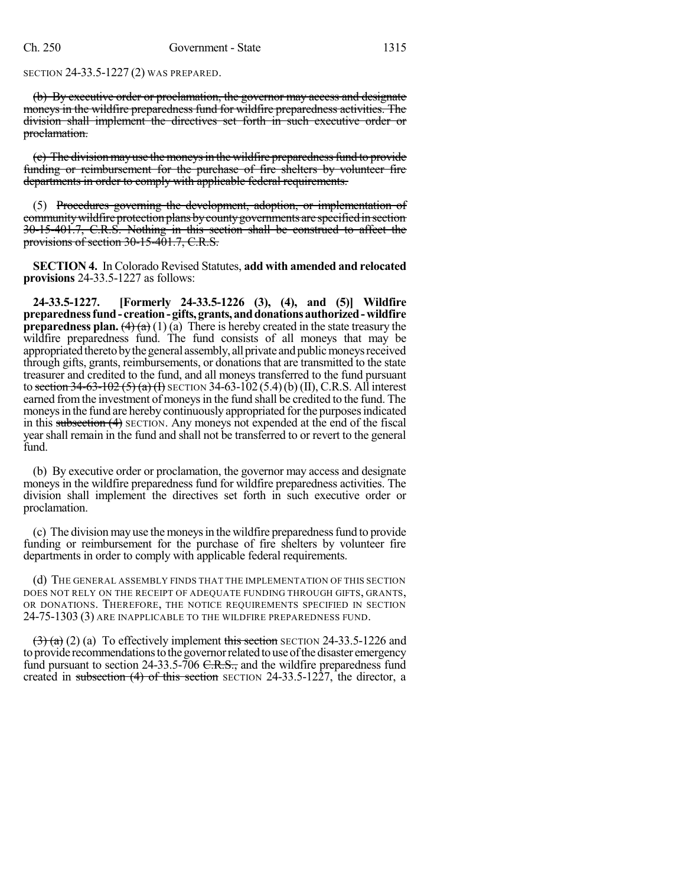SECTION 24-33.5-1227 (2) WAS PREPARED.

~~(b) By executive order or proclamation, the governor may access and designate moneys in the wildfire preparedness fund for wildfire preparedness activities. The division shall implement the directives set forth in such executive order or proclamation.~~

~~(c) The division may use the moneys in the wildfire preparedness fund to provide funding or reimbursement for the purchase of fire shelters by volunteer fire departments in order to comply with applicable federal requirements.~~

(5) ~~Procedures governing the development, adoption, or implementation of community wildfire protection plans by county governments are specified in section 30-15-401.7, C.R.S. Nothing in this section shall be construed to affect the provisions of section 30-15-401.7, C.R.S.~~

**SECTION 4.** In Colorado Revised Statutes, **add with amended and relocated provisions** 24-33.5-1227 as follows:

**24-33.5-1227. [Formerly 24-33.5-1226 (3), (4), and (5)] Wildfire preparedness fund - creation - gifts, grants, and donations authorized - wildfire preparedness plan.** ~~(4) (a)~~ (1) (a) There is hereby created in the state treasury the wildfire preparedness fund. The fund consists of all moneys that may be appropriated thereto by the general assembly, all private and public moneys received through gifts, grants, reimbursements, or donations that are transmitted to the state treasurer and credited to the fund, and all moneys transferred to the fund pursuant to ~~section 34-63-102 (5) (a) (I)~~ SECTION 34-63-102 (5.4) (b) (II), C.R.S. All interest earned from the investment of moneys in the fund shall be credited to the fund. The moneys in the fund are hereby continuously appropriated for the purposes indicated in this ~~subsection (4)~~ SECTION. Any moneys not expended at the end of the fiscal year shall remain in the fund and shall not be transferred to or revert to the general fund.

(b) By executive order or proclamation, the governor may access and designate moneys in the wildfire preparedness fund for wildfire preparedness activities. The division shall implement the directives set forth in such executive order or proclamation.

(c) The division may use the moneys in the wildfire preparedness fund to provide funding or reimbursement for the purchase of fire shelters by volunteer fire departments in order to comply with applicable federal requirements.

(d) THE GENERAL ASSEMBLY FINDS THAT THE IMPLEMENTATION OF THIS SECTION DOES NOT RELY ON THE RECEIPT OF ADEQUATE FUNDING THROUGH GIFTS, GRANTS, OR DONATIONS. THEREFORE, THE NOTICE REQUIREMENTS SPECIFIED IN SECTION 24-75-1303 (3) ARE INAPPLICABLE TO THE WILDFIRE PREPAREDNESS FUND.

~~(3) (a)~~ (2) (a) To effectively implement ~~this section~~ SECTION 24-33.5-1226 and to provide recommendations to the governor related to use of the disaster emergency fund pursuant to section 24-33.5-706 ~~C.R.S.,~~ and the wildfire preparedness fund created in ~~subsection (4) of this section~~ SECTION 24-33.5-1227, the director, a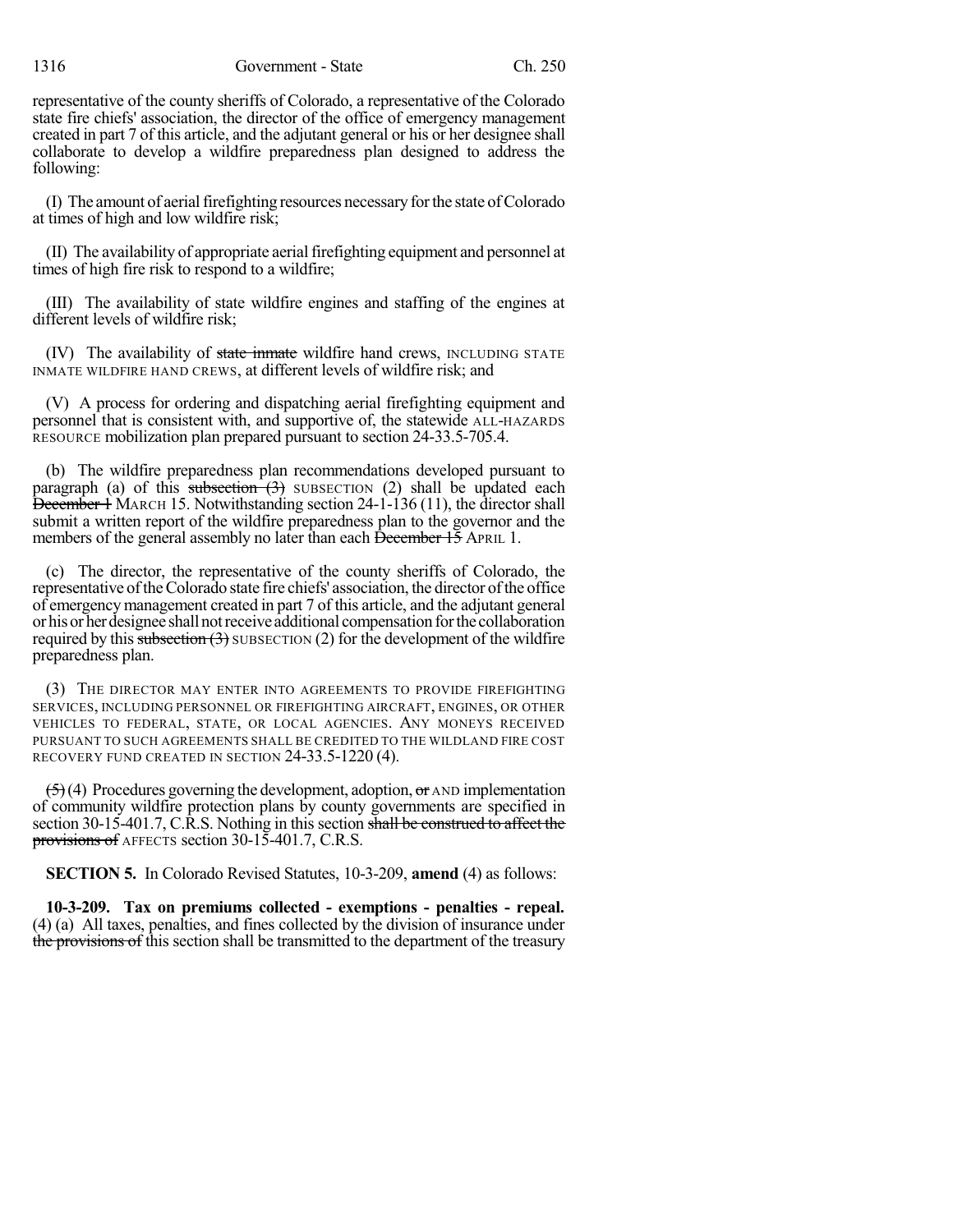representative of the county sheriffs of Colorado, a representative of the Colorado state fire chiefs' association, the director of the office of emergency management created in part 7 of this article, and the adjutant general or his or her designee shall collaborate to develop a wildfire preparedness plan designed to address the following:

(I) The amount of aerial firefighting resources necessary for the state of Colorado at times of high and low wildfire risk;

(II) The availability of appropriate aerial firefighting equipment and personnel at times of high fire risk to respond to a wildfire;

(III) The availability of state wildfire engines and staffing of the engines at different levels of wildfire risk;

(IV) The availability of ~~state inmate~~ wildfire hand crews, INCLUDING STATE INMATE WILDFIRE HAND CREWS, at different levels of wildfire risk; and

(V) A process for ordering and dispatching aerial firefighting equipment and personnel that is consistent with, and supportive of, the statewide ALL-HAZARDS RESOURCE mobilization plan prepared pursuant to section 24-33.5-705.4.

(b) The wildfire preparedness plan recommendations developed pursuant to paragraph (a) of this ~~subsection (3)~~ SUBSECTION (2) shall be updated each ~~December 1~~ MARCH 15. Notwithstanding section 24-1-136 (11), the director shall submit a written report of the wildfire preparedness plan to the governor and the members of the general assembly no later than each ~~December 15~~ APRIL 1.

(c) The director, the representative of the county sheriffs of Colorado, the representative of the Colorado state fire chiefs' association, the director of the office of emergency management created in part 7 of this article, and the adjutant general or his or her designee shall not receive additional compensation for the collaboration required by this ~~subsection (3)~~ SUBSECTION (2) for the development of the wildfire preparedness plan.

(3) THE DIRECTOR MAY ENTER INTO AGREEMENTS TO PROVIDE FIREFIGHTING SERVICES, INCLUDING PERSONNEL OR FIREFIGHTING AIRCRAFT, ENGINES, OR OTHER VEHICLES TO FEDERAL, STATE, OR LOCAL AGENCIES. ANY MONEYS RECEIVED PURSUANT TO SUCH AGREEMENTS SHALL BE CREDITED TO THE WILDLAND FIRE COST RECOVERY FUND CREATED IN SECTION 24-33.5-1220 (4).

~~(5)~~ (4) Procedures governing the development, adoption, ~~or~~ AND implementation of community wildfire protection plans by county governments are specified in section 30-15-401.7, C.R.S. Nothing in this section ~~shall be construed to affect the provisions of~~ AFFECTS section 30-15-401.7, C.R.S.

**SECTION 5.** In Colorado Revised Statutes, 10-3-209, **amend** (4) as follows:

**10-3-209. Tax on premiums collected - exemptions - penalties - repeal.** (4) (a) All taxes, penalties, and fines collected by the division of insurance under ~~the provisions of~~ this section shall be transmitted to the department of the treasury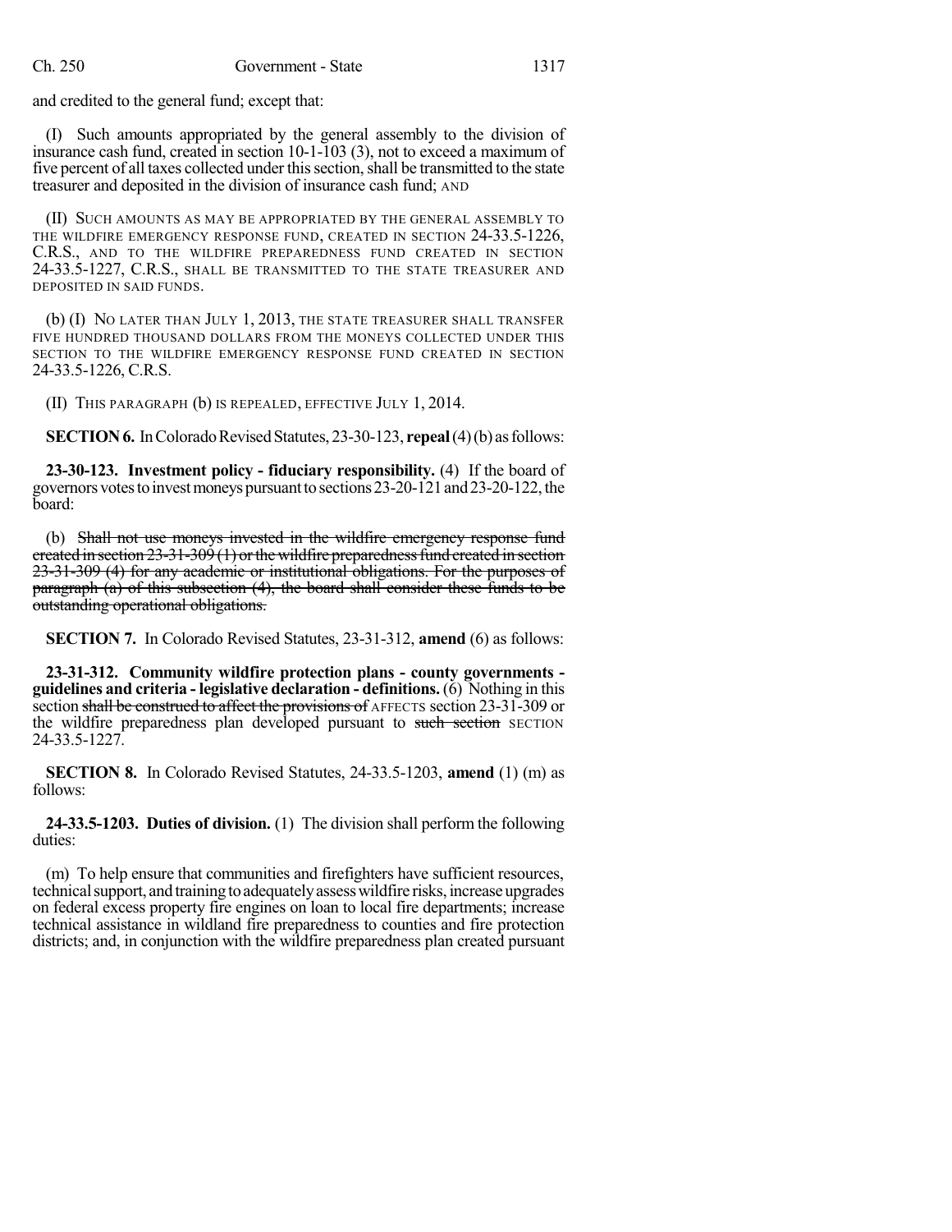and credited to the general fund; except that:

(I) Such amounts appropriated by the general assembly to the division of insurance cash fund, created in section 10-1-103 (3), not to exceed a maximum of five percent of all taxes collected under this section, shall be transmitted to the state treasurer and deposited in the division of insurance cash fund; AND

(II) SUCH AMOUNTS AS MAY BE APPROPRIATED BY THE GENERAL ASSEMBLY TO THE WILDFIRE EMERGENCY RESPONSE FUND, CREATED IN SECTION 24-33.5-1226, C.R.S., AND TO THE WILDFIRE PREPAREDNESS FUND CREATED IN SECTION 24-33.5-1227, C.R.S., SHALL BE TRANSMITTED TO THE STATE TREASURER AND DEPOSITED IN SAID FUNDS.

(b) (I) NO LATER THAN JULY 1, 2013, THE STATE TREASURER SHALL TRANSFER FIVE HUNDRED THOUSAND DOLLARS FROM THE MONEYS COLLECTED UNDER THIS SECTION TO THE WILDFIRE EMERGENCY RESPONSE FUND CREATED IN SECTION 24-33.5-1226, C.R.S.

(II) THIS PARAGRAPH (b) IS REPEALED, EFFECTIVE JULY 1, 2014.

**SECTION 6.** In Colorado Revised Statutes, 23-30-123, **repeal** (4) (b) as follows:

**23-30-123. Investment policy - fiduciary responsibility.** (4) If the board of governors votes to invest moneys pursuant to sections 23-20-121 and 23-20-122, the board:

(b) ~~Shall not use moneys invested in the wildfire emergency response fund created in section 23-31-309 (1) or the wildfire preparedness fund created in section 23-31-309 (4) for any academic or institutional obligations. For the purposes of paragraph (a) of this subsection (4), the board shall consider these funds to be outstanding operational obligations.~~

**SECTION 7.** In Colorado Revised Statutes, 23-31-312, **amend** (6) as follows:

**23-31-312. Community wildfire protection plans - county governments - guidelines and criteria - legislative declaration - definitions.** (6) Nothing in this section ~~shall be construed to affect the provisions of~~ AFFECTS section 23-31-309 or the wildfire preparedness plan developed pursuant to ~~such section~~ SECTION 24-33.5-1227.

**SECTION 8.** In Colorado Revised Statutes, 24-33.5-1203, **amend** (1) (m) as follows:

**24-33.5-1203. Duties of division.** (1) The division shall perform the following duties:

(m) To help ensure that communities and firefighters have sufficient resources, technical support, and training to adequately assess wildfire risks, increase upgrades on federal excess property fire engines on loan to local fire departments; increase technical assistance in wildland fire preparedness to counties and fire protection districts; and, in conjunction with the wildfire preparedness plan created pursuant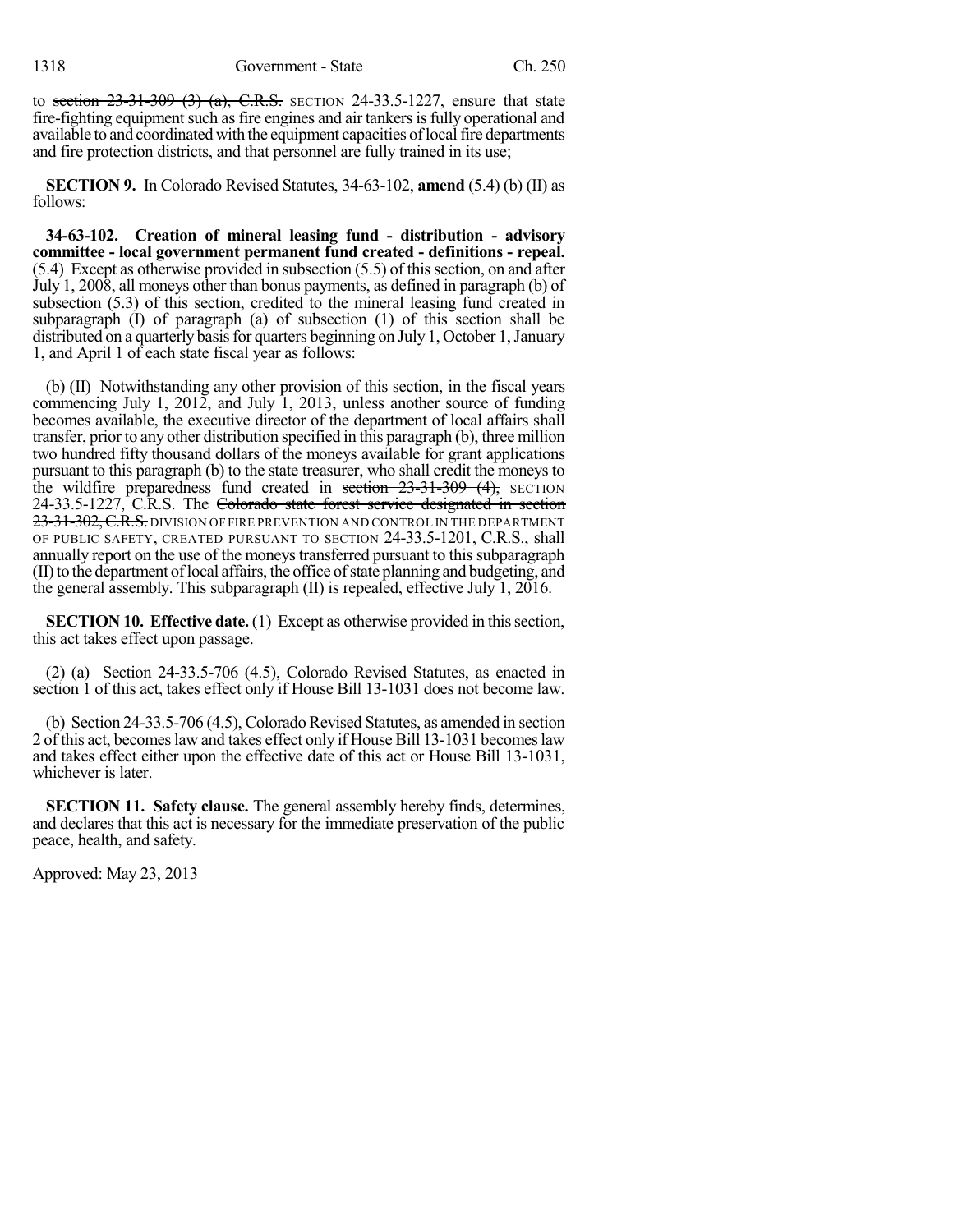to ~~section 23-31-309 (3) (a), C.R.S.~~ SECTION 24-33.5-1227, ensure that state fire-fighting equipment such as fire engines and air tankers is fully operational and available to and coordinated with the equipment capacities of local fire departments and fire protection districts, and that personnel are fully trained in its use;

**SECTION 9.** In Colorado Revised Statutes, 34-63-102, **amend** (5.4) (b) (II) as follows:

**34-63-102. Creation of mineral leasing fund - distribution - advisory committee - local government permanent fund created - definitions - repeal.** (5.4) Except as otherwise provided in subsection (5.5) of this section, on and after July 1, 2008, all moneys other than bonus payments, as defined in paragraph (b) of subsection (5.3) of this section, credited to the mineral leasing fund created in subparagraph (I) of paragraph (a) of subsection (1) of this section shall be distributed on a quarterly basis for quarters beginning on July 1, October 1, January 1, and April 1 of each state fiscal year as follows:

(b) (II) Notwithstanding any other provision of this section, in the fiscal years commencing July 1, 2012, and July 1, 2013, unless another source of funding becomes available, the executive director of the department of local affairs shall transfer, prior to any other distribution specified in this paragraph (b), three million two hundred fifty thousand dollars of the moneys available for grant applications pursuant to this paragraph (b) to the state treasurer, who shall credit the moneys to the wildfire preparedness fund created in ~~section 23-31-309 (4),~~ SECTION 24-33.5-1227, C.R.S. The ~~Colorado state forest service designated in section 23-31-302, C.R.S.~~ DIVISION OF FIRE PREVENTION AND CONTROL IN THE DEPARTMENT OF PUBLIC SAFETY, CREATED PURSUANT TO SECTION 24-33.5-1201, C.R.S., shall annually report on the use of the moneys transferred pursuant to this subparagraph (II) to the department of local affairs, the office of state planning and budgeting, and the general assembly. This subparagraph (II) is repealed, effective July 1, 2016.

**SECTION 10. Effective date.** (1) Except as otherwise provided in this section, this act takes effect upon passage.

(2) (a) Section 24-33.5-706 (4.5), Colorado Revised Statutes, as enacted in section 1 of this act, takes effect only if House Bill 13-1031 does not become law.

(b) Section 24-33.5-706 (4.5), Colorado Revised Statutes, as amended in section 2 of this act, becomes law and takes effect only if House Bill 13-1031 becomes law and takes effect either upon the effective date of this act or House Bill 13-1031, whichever is later.

**SECTION 11. Safety clause.** The general assembly hereby finds, determines, and declares that this act is necessary for the immediate preservation of the public peace, health, and safety.

Approved: May 23, 2013